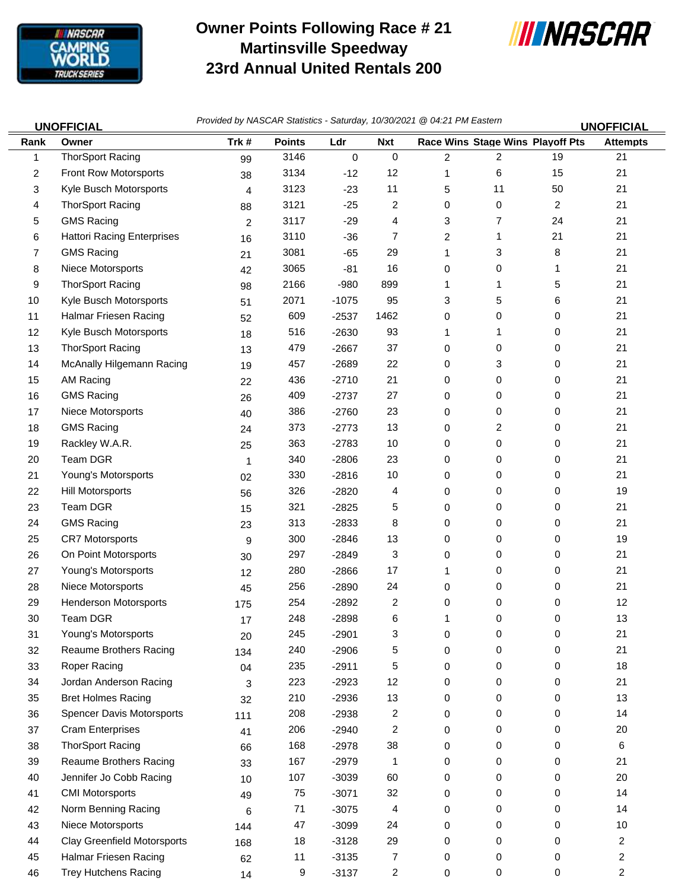# Owner Points Following Race # 21
# Martinsville Speedway
# 23rd Annual United Rentals 200

**UNOFFICIAL** *Provided by NASCAR Statistics - Saturday, 10/30/2021 @ 04:21 PM Eastern* **UNOFFICIAL**

| Rank | Owner | Trk # | Points | Ldr | Nxt | Race Wins | Stage Wins | Playoff Pts | Attempts |
|---|---|---|---|---|---|---|---|---|---|
| 1 | ThorSport Racing | 99 | 3146 | 0 | 0 | 2 | 2 | 19 | 21 |
| 2 | Front Row Motorsports | 38 | 3134 | -12 | 12 | 1 | 6 | 15 | 21 |
| 3 | Kyle Busch Motorsports | 4 | 3123 | -23 | 11 | 5 | 11 | 50 | 21 |
| 4 | ThorSport Racing | 88 | 3121 | -25 | 2 | 0 | 0 | 2 | 21 |
| 5 | GMS Racing | 2 | 3117 | -29 | 4 | 3 | 7 | 24 | 21 |
| 6 | Hattori Racing Enterprises | 16 | 3110 | -36 | 7 | 2 | 1 | 21 | 21 |
| 7 | GMS Racing | 21 | 3081 | -65 | 29 | 1 | 3 | 8 | 21 |
| 8 | Niece Motorsports | 42 | 3065 | -81 | 16 | 0 | 0 | 1 | 21 |
| 9 | ThorSport Racing | 98 | 2166 | -980 | 899 | 1 | 1 | 5 | 21 |
| 10 | Kyle Busch Motorsports | 51 | 2071 | -1075 | 95 | 3 | 5 | 6 | 21 |
| 11 | Halmar Friesen Racing | 52 | 609 | -2537 | 1462 | 0 | 0 | 0 | 21 |
| 12 | Kyle Busch Motorsports | 18 | 516 | -2630 | 93 | 1 | 1 | 0 | 21 |
| 13 | ThorSport Racing | 13 | 479 | -2667 | 37 | 0 | 0 | 0 | 21 |
| 14 | McAnally Hilgemann Racing | 19 | 457 | -2689 | 22 | 0 | 3 | 0 | 21 |
| 15 | AM Racing | 22 | 436 | -2710 | 21 | 0 | 0 | 0 | 21 |
| 16 | GMS Racing | 26 | 409 | -2737 | 27 | 0 | 0 | 0 | 21 |
| 17 | Niece Motorsports | 40 | 386 | -2760 | 23 | 0 | 0 | 0 | 21 |
| 18 | GMS Racing | 24 | 373 | -2773 | 13 | 0 | 2 | 0 | 21 |
| 19 | Rackley W.A.R. | 25 | 363 | -2783 | 10 | 0 | 0 | 0 | 21 |
| 20 | Team DGR | 1 | 340 | -2806 | 23 | 0 | 0 | 0 | 21 |
| 21 | Young's Motorsports | 02 | 330 | -2816 | 10 | 0 | 0 | 0 | 21 |
| 22 | Hill Motorsports | 56 | 326 | -2820 | 4 | 0 | 0 | 0 | 19 |
| 23 | Team DGR | 15 | 321 | -2825 | 5 | 0 | 0 | 0 | 21 |
| 24 | GMS Racing | 23 | 313 | -2833 | 8 | 0 | 0 | 0 | 21 |
| 25 | CR7 Motorsports | 9 | 300 | -2846 | 13 | 0 | 0 | 0 | 19 |
| 26 | On Point Motorsports | 30 | 297 | -2849 | 3 | 0 | 0 | 0 | 21 |
| 27 | Young's Motorsports | 12 | 280 | -2866 | 17 | 1 | 0 | 0 | 21 |
| 28 | Niece Motorsports | 45 | 256 | -2890 | 24 | 0 | 0 | 0 | 21 |
| 29 | Henderson Motorsports | 175 | 254 | -2892 | 2 | 0 | 0 | 0 | 12 |
| 30 | Team DGR | 17 | 248 | -2898 | 6 | 1 | 0 | 0 | 13 |
| 31 | Young's Motorsports | 20 | 245 | -2901 | 3 | 0 | 0 | 0 | 21 |
| 32 | Reaume Brothers Racing | 134 | 240 | -2906 | 5 | 0 | 0 | 0 | 21 |
| 33 | Roper Racing | 04 | 235 | -2911 | 5 | 0 | 0 | 0 | 18 |
| 34 | Jordan Anderson Racing | 3 | 223 | -2923 | 12 | 0 | 0 | 0 | 21 |
| 35 | Bret Holmes Racing | 32 | 210 | -2936 | 13 | 0 | 0 | 0 | 13 |
| 36 | Spencer Davis Motorsports | 111 | 208 | -2938 | 2 | 0 | 0 | 0 | 14 |
| 37 | Cram Enterprises | 41 | 206 | -2940 | 2 | 0 | 0 | 0 | 20 |
| 38 | ThorSport Racing | 66 | 168 | -2978 | 38 | 0 | 0 | 0 | 6 |
| 39 | Reaume Brothers Racing | 33 | 167 | -2979 | 1 | 0 | 0 | 0 | 21 |
| 40 | Jennifer Jo Cobb Racing | 10 | 107 | -3039 | 60 | 0 | 0 | 0 | 20 |
| 41 | CMI Motorsports | 49 | 75 | -3071 | 32 | 0 | 0 | 0 | 14 |
| 42 | Norm Benning Racing | 6 | 71 | -3075 | 4 | 0 | 0 | 0 | 14 |
| 43 | Niece Motorsports | 144 | 47 | -3099 | 24 | 0 | 0 | 0 | 10 |
| 44 | Clay Greenfield Motorsports | 168 | 18 | -3128 | 29 | 0 | 0 | 0 | 2 |
| 45 | Halmar Friesen Racing | 62 | 11 | -3135 | 7 | 0 | 0 | 0 | 2 |
| 46 | Trey Hutchens Racing | 14 | 9 | -3137 | 2 | 0 | 0 | 0 | 2 |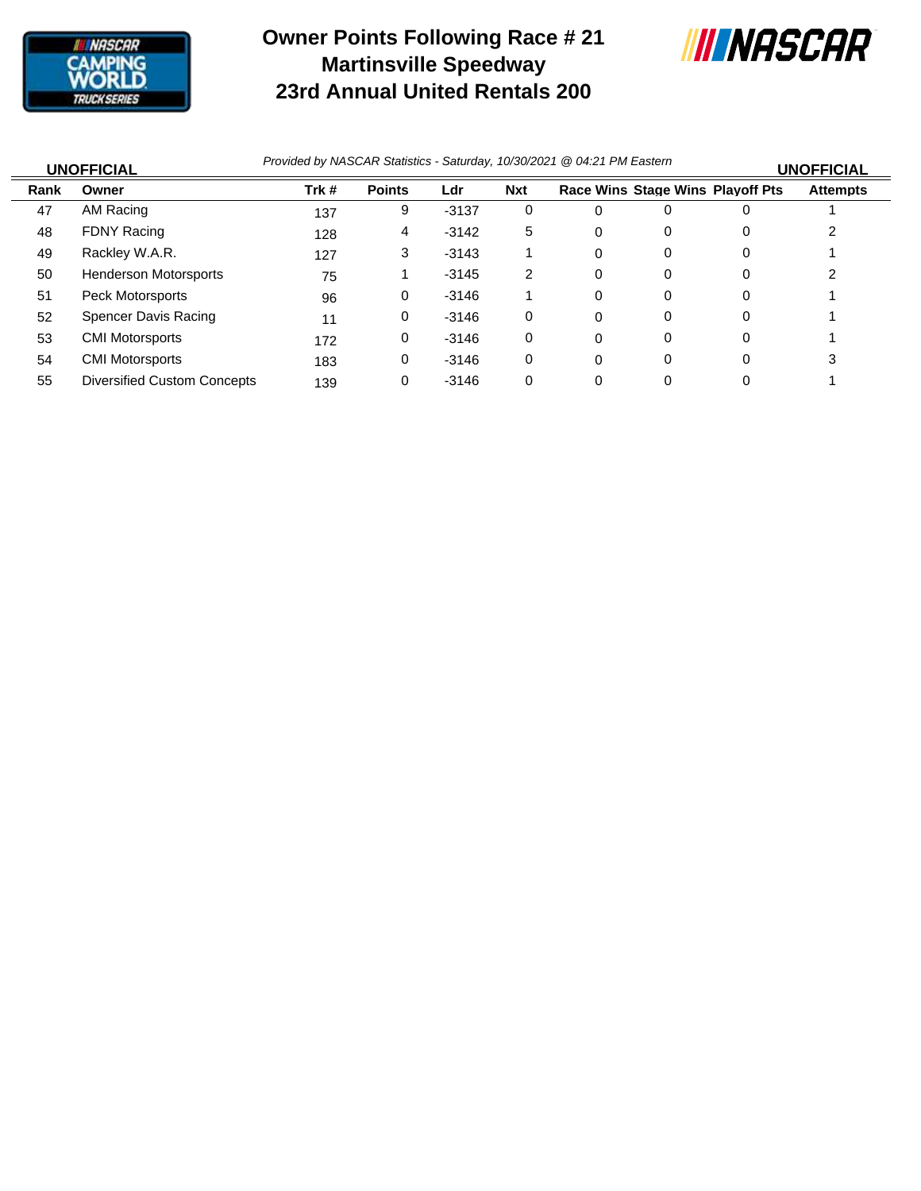# Owner Points Following Race # 21
## Martinsville Speedway
## 23rd Annual United Rentals 200

**UNOFFICIAL** *Provided by NASCAR Statistics - Saturday, 10/30/2021 @ 04:21 PM Eastern* **UNOFFICIAL**

| Rank | Owner | Trk # | Points | Ldr | Nxt | Race Wins | Stage Wins | Playoff Pts | Attempts |
|---|---|---|---|---|---|---|---|---|---|
| 47 | AM Racing | 137 | 9 | -3137 | 0 | 0 | 0 | 0 | 1 |
| 48 | FDNY Racing | 128 | 4 | -3142 | 5 | 0 | 0 | 0 | 2 |
| 49 | Rackley W.A.R. | 127 | 3 | -3143 | 1 | 0 | 0 | 0 | 1 |
| 50 | Henderson Motorsports | 75 | 1 | -3145 | 2 | 0 | 0 | 0 | 2 |
| 51 | Peck Motorsports | 96 | 0 | -3146 | 1 | 0 | 0 | 0 | 1 |
| 52 | Spencer Davis Racing | 11 | 0 | -3146 | 0 | 0 | 0 | 0 | 1 |
| 53 | CMI Motorsports | 172 | 0 | -3146 | 0 | 0 | 0 | 0 | 1 |
| 54 | CMI Motorsports | 183 | 0 | -3146 | 0 | 0 | 0 | 0 | 3 |
| 55 | Diversified Custom Concepts | 139 | 0 | -3146 | 0 | 0 | 0 | 0 | 1 |